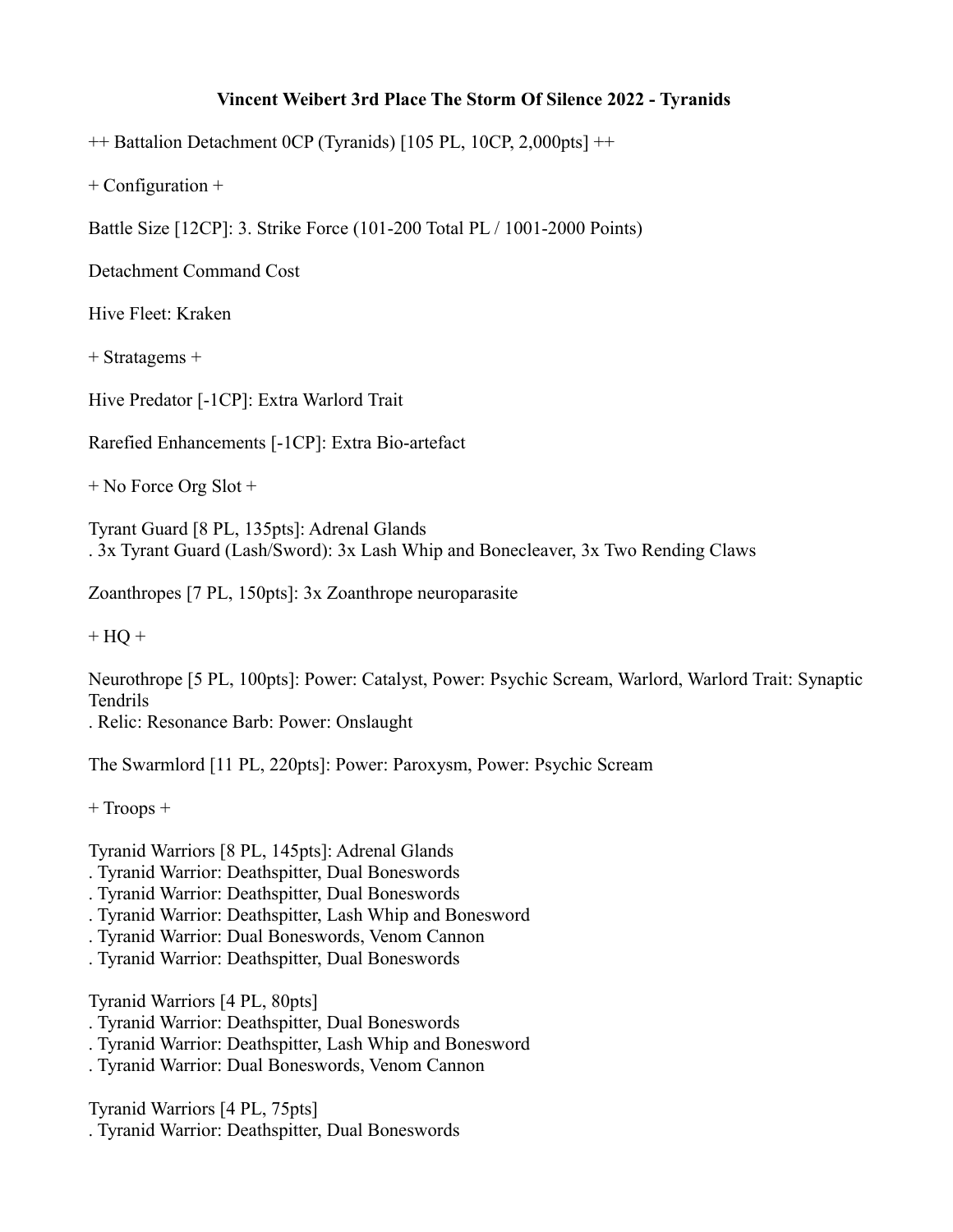**Vincent Weibert 3rd Place The Storm Of Silence 2022 - Tyranids**

++ Battalion Detachment 0CP (Tyranids) [105 PL, 10CP, 2,000pts] ++

+ Configuration +

Battle Size [12CP]: 3. Strike Force (101-200 Total PL / 1001-2000 Points)

Detachment Command Cost

Hive Fleet: Kraken

+ Stratagems +

Hive Predator [-1CP]: Extra Warlord Trait

Rarefied Enhancements [-1CP]: Extra Bio-artefact

+ No Force Org Slot +

Tyrant Guard [8 PL, 135pts]: Adrenal Glands
. 3x Tyrant Guard (Lash/Sword): 3x Lash Whip and Bonecleaver, 3x Two Rending Claws

Zoanthropes [7 PL, 150pts]: 3x Zoanthrope neuroparasite

+ HQ +

Neurothrope [5 PL, 100pts]: Power: Catalyst, Power: Psychic Scream, Warlord, Warlord Trait: Synaptic Tendrils
. Relic: Resonance Barb: Power: Onslaught

The Swarmlord [11 PL, 220pts]: Power: Paroxysm, Power: Psychic Scream

+ Troops +

Tyranid Warriors [8 PL, 145pts]: Adrenal Glands
. Tyranid Warrior: Deathspitter, Dual Boneswords
. Tyranid Warrior: Deathspitter, Dual Boneswords
. Tyranid Warrior: Deathspitter, Lash Whip and Bonesword
. Tyranid Warrior: Dual Boneswords, Venom Cannon
. Tyranid Warrior: Deathspitter, Dual Boneswords

Tyranid Warriors [4 PL, 80pts]
. Tyranid Warrior: Deathspitter, Dual Boneswords
. Tyranid Warrior: Deathspitter, Lash Whip and Bonesword
. Tyranid Warrior: Dual Boneswords, Venom Cannon

Tyranid Warriors [4 PL, 75pts]
. Tyranid Warrior: Deathspitter, Dual Boneswords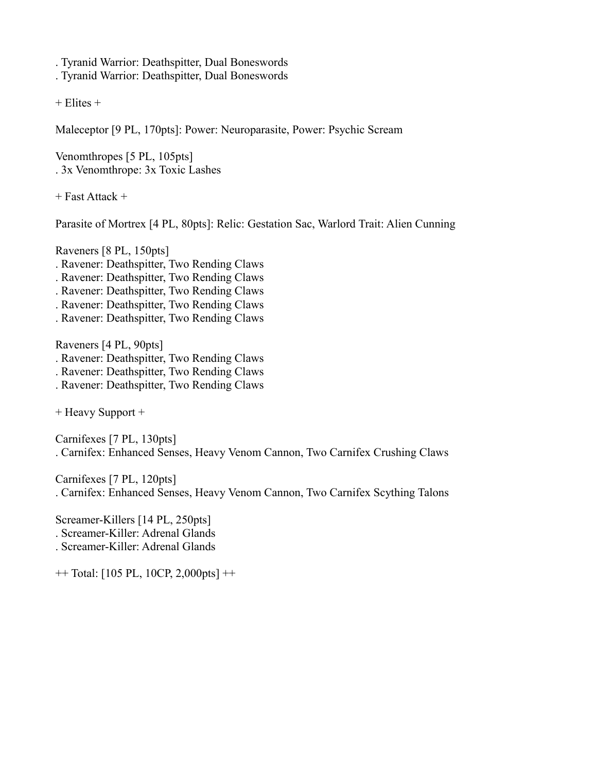. Tyranid Warrior: Deathspitter, Dual Boneswords
. Tyranid Warrior: Deathspitter, Dual Boneswords

+ Elites +

Maleceptor [9 PL, 170pts]: Power: Neuroparasite, Power: Psychic Scream

Venomthropes [5 PL, 105pts]
. 3x Venomthrope: 3x Toxic Lashes

+ Fast Attack +

Parasite of Mortrex [4 PL, 80pts]: Relic: Gestation Sac, Warlord Trait: Alien Cunning

Raveners [8 PL, 150pts]
. Ravener: Deathspitter, Two Rending Claws
. Ravener: Deathspitter, Two Rending Claws
. Ravener: Deathspitter, Two Rending Claws
. Ravener: Deathspitter, Two Rending Claws
. Ravener: Deathspitter, Two Rending Claws

Raveners [4 PL, 90pts]
. Ravener: Deathspitter, Two Rending Claws
. Ravener: Deathspitter, Two Rending Claws
. Ravener: Deathspitter, Two Rending Claws

+ Heavy Support +

Carnifexes [7 PL, 130pts]
. Carnifex: Enhanced Senses, Heavy Venom Cannon, Two Carnifex Crushing Claws

Carnifexes [7 PL, 120pts]
. Carnifex: Enhanced Senses, Heavy Venom Cannon, Two Carnifex Scything Talons

Screamer-Killers [14 PL, 250pts]
. Screamer-Killer: Adrenal Glands
. Screamer-Killer: Adrenal Glands

++ Total: [105 PL, 10CP, 2,000pts] ++